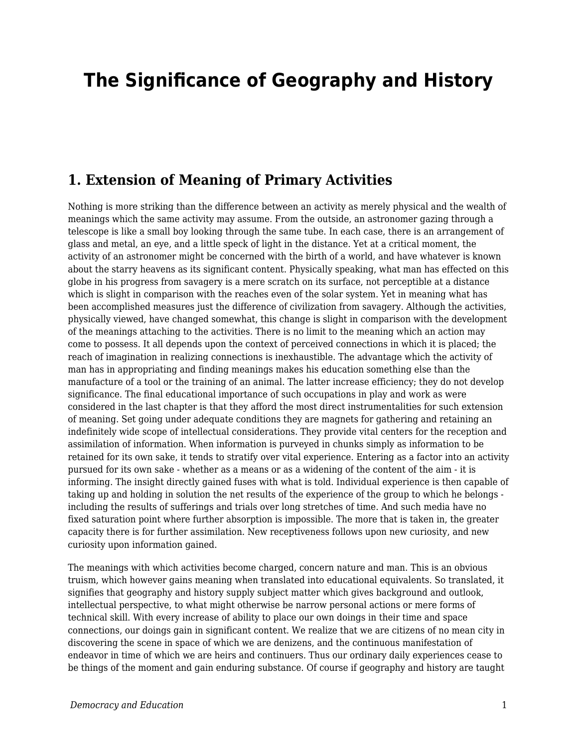# The Significance of Geography and History

## 1. Extension of Meaning of Primary Activities

Nothing is more striking than the difference between an activity as merely physical and the wealth of meanings which the same activity may assume. From the outside, an astronomer gazing through a telescope is like a small boy looking through the same tube. In each case, there is an arrangement of glass and metal, an eye, and a little speck of light in the distance. Yet at a critical moment, the activity of an astronomer might be concerned with the birth of a world, and have whatever is known about the starry heavens as its significant content. Physically speaking, what man has effected on this globe in his progress from savagery is a mere scratch on its surface, not perceptible at a distance which is slight in comparison with the reaches even of the solar system. Yet in meaning what has been accomplished measures just the difference of civilization from savagery. Although the activities, physically viewed, have changed somewhat, this change is slight in comparison with the development of the meanings attaching to the activities. There is no limit to the meaning which an action may come to possess. It all depends upon the context of perceived connections in which it is placed; the reach of imagination in realizing connections is inexhaustible. The advantage which the activity of man has in appropriating and finding meanings makes his education something else than the manufacture of a tool or the training of an animal. The latter increase efficiency; they do not develop significance. The final educational importance of such occupations in play and work as were considered in the last chapter is that they afford the most direct instrumentalities for such extension of meaning. Set going under adequate conditions they are magnets for gathering and retaining an indefinitely wide scope of intellectual considerations. They provide vital centers for the reception and assimilation of information. When information is purveyed in chunks simply as information to be retained for its own sake, it tends to stratify over vital experience. Entering as a factor into an activity pursued for its own sake - whether as a means or as a widening of the content of the aim - it is informing. The insight directly gained fuses with what is told. Individual experience is then capable of taking up and holding in solution the net results of the experience of the group to which he belongs - including the results of sufferings and trials over long stretches of time. And such media have no fixed saturation point where further absorption is impossible. The more that is taken in, the greater capacity there is for further assimilation. New receptiveness follows upon new curiosity, and new curiosity upon information gained.

The meanings with which activities become charged, concern nature and man. This is an obvious truism, which however gains meaning when translated into educational equivalents. So translated, it signifies that geography and history supply subject matter which gives background and outlook, intellectual perspective, to what might otherwise be narrow personal actions or mere forms of technical skill. With every increase of ability to place our own doings in their time and space connections, our doings gain in significant content. We realize that we are citizens of no mean city in discovering the scene in space of which we are denizens, and the continuous manifestation of endeavor in time of which we are heirs and continuers. Thus our ordinary daily experiences cease to be things of the moment and gain enduring substance. Of course if geography and history are taught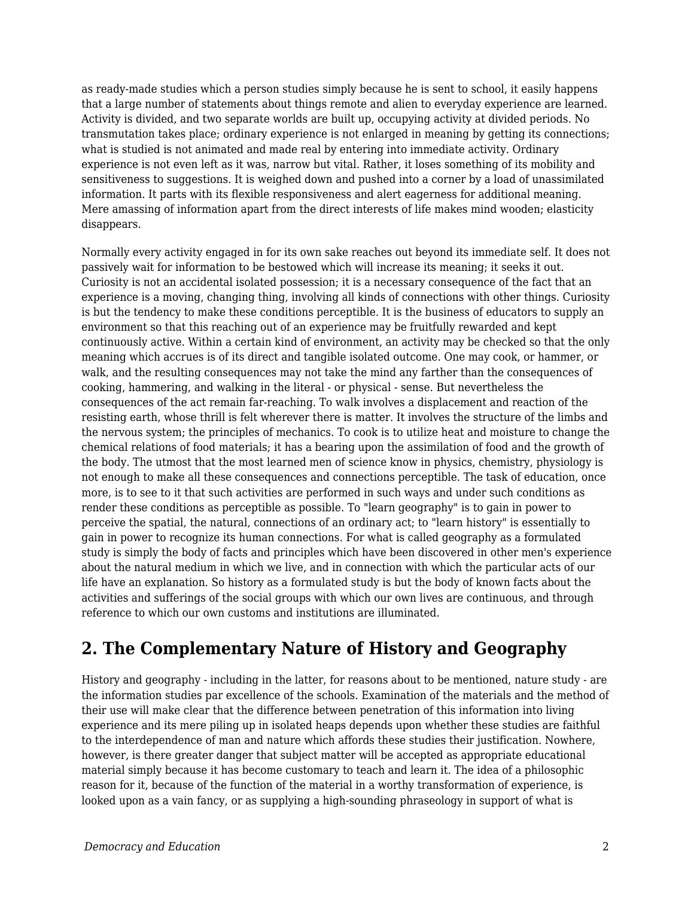as ready-made studies which a person studies simply because he is sent to school, it easily happens that a large number of statements about things remote and alien to everyday experience are learned. Activity is divided, and two separate worlds are built up, occupying activity at divided periods. No transmutation takes place; ordinary experience is not enlarged in meaning by getting its connections; what is studied is not animated and made real by entering into immediate activity. Ordinary experience is not even left as it was, narrow but vital. Rather, it loses something of its mobility and sensitiveness to suggestions. It is weighed down and pushed into a corner by a load of unassimilated information. It parts with its flexible responsiveness and alert eagerness for additional meaning. Mere amassing of information apart from the direct interests of life makes mind wooden; elasticity disappears.

Normally every activity engaged in for its own sake reaches out beyond its immediate self. It does not passively wait for information to be bestowed which will increase its meaning; it seeks it out. Curiosity is not an accidental isolated possession; it is a necessary consequence of the fact that an experience is a moving, changing thing, involving all kinds of connections with other things. Curiosity is but the tendency to make these conditions perceptible. It is the business of educators to supply an environment so that this reaching out of an experience may be fruitfully rewarded and kept continuously active. Within a certain kind of environment, an activity may be checked so that the only meaning which accrues is of its direct and tangible isolated outcome. One may cook, or hammer, or walk, and the resulting consequences may not take the mind any farther than the consequences of cooking, hammering, and walking in the literal - or physical - sense. But nevertheless the consequences of the act remain far-reaching. To walk involves a displacement and reaction of the resisting earth, whose thrill is felt wherever there is matter. It involves the structure of the limbs and the nervous system; the principles of mechanics. To cook is to utilize heat and moisture to change the chemical relations of food materials; it has a bearing upon the assimilation of food and the growth of the body. The utmost that the most learned men of science know in physics, chemistry, physiology is not enough to make all these consequences and connections perceptible. The task of education, once more, is to see to it that such activities are performed in such ways and under such conditions as render these conditions as perceptible as possible. To "learn geography" is to gain in power to perceive the spatial, the natural, connections of an ordinary act; to "learn history" is essentially to gain in power to recognize its human connections. For what is called geography as a formulated study is simply the body of facts and principles which have been discovered in other men's experience about the natural medium in which we live, and in connection with which the particular acts of our life have an explanation. So history as a formulated study is but the body of known facts about the activities and sufferings of the social groups with which our own lives are continuous, and through reference to which our own customs and institutions are illuminated.

## 2. The Complementary Nature of History and Geography

History and geography - including in the latter, for reasons about to be mentioned, nature study - are the information studies par excellence of the schools. Examination of the materials and the method of their use will make clear that the difference between penetration of this information into living experience and its mere piling up in isolated heaps depends upon whether these studies are faithful to the interdependence of man and nature which affords these studies their justification. Nowhere, however, is there greater danger that subject matter will be accepted as appropriate educational material simply because it has become customary to teach and learn it. The idea of a philosophic reason for it, because of the function of the material in a worthy transformation of experience, is looked upon as a vain fancy, or as supplying a high-sounding phraseology in support of what is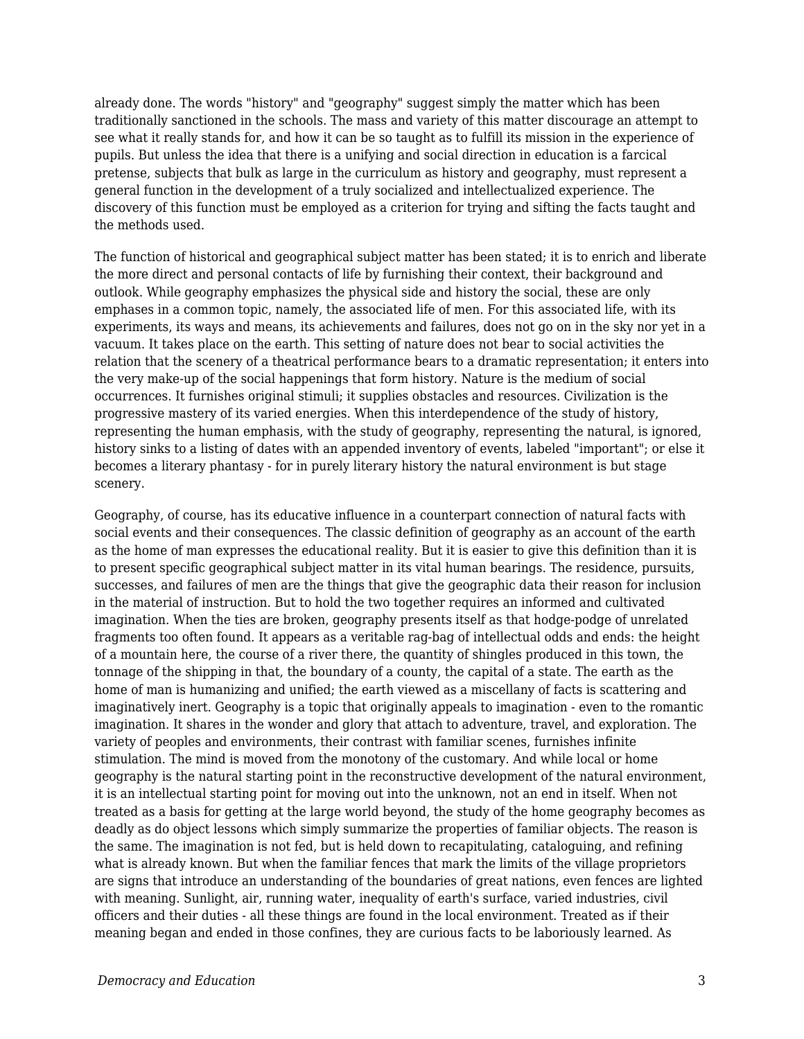already done. The words "history" and "geography" suggest simply the matter which has been traditionally sanctioned in the schools. The mass and variety of this matter discourage an attempt to see what it really stands for, and how it can be so taught as to fulfill its mission in the experience of pupils. But unless the idea that there is a unifying and social direction in education is a farcical pretense, subjects that bulk as large in the curriculum as history and geography, must represent a general function in the development of a truly socialized and intellectualized experience. The discovery of this function must be employed as a criterion for trying and sifting the facts taught and the methods used.

The function of historical and geographical subject matter has been stated; it is to enrich and liberate the more direct and personal contacts of life by furnishing their context, their background and outlook. While geography emphasizes the physical side and history the social, these are only emphases in a common topic, namely, the associated life of men. For this associated life, with its experiments, its ways and means, its achievements and failures, does not go on in the sky nor yet in a vacuum. It takes place on the earth. This setting of nature does not bear to social activities the relation that the scenery of a theatrical performance bears to a dramatic representation; it enters into the very make-up of the social happenings that form history. Nature is the medium of social occurrences. It furnishes original stimuli; it supplies obstacles and resources. Civilization is the progressive mastery of its varied energies. When this interdependence of the study of history, representing the human emphasis, with the study of geography, representing the natural, is ignored, history sinks to a listing of dates with an appended inventory of events, labeled "important"; or else it becomes a literary phantasy - for in purely literary history the natural environment is but stage scenery.

Geography, of course, has its educative influence in a counterpart connection of natural facts with social events and their consequences. The classic definition of geography as an account of the earth as the home of man expresses the educational reality. But it is easier to give this definition than it is to present specific geographical subject matter in its vital human bearings. The residence, pursuits, successes, and failures of men are the things that give the geographic data their reason for inclusion in the material of instruction. But to hold the two together requires an informed and cultivated imagination. When the ties are broken, geography presents itself as that hodge-podge of unrelated fragments too often found. It appears as a veritable rag-bag of intellectual odds and ends: the height of a mountain here, the course of a river there, the quantity of shingles produced in this town, the tonnage of the shipping in that, the boundary of a county, the capital of a state. The earth as the home of man is humanizing and unified; the earth viewed as a miscellany of facts is scattering and imaginatively inert. Geography is a topic that originally appeals to imagination - even to the romantic imagination. It shares in the wonder and glory that attach to adventure, travel, and exploration. The variety of peoples and environments, their contrast with familiar scenes, furnishes infinite stimulation. The mind is moved from the monotony of the customary. And while local or home geography is the natural starting point in the reconstructive development of the natural environment, it is an intellectual starting point for moving out into the unknown, not an end in itself. When not treated as a basis for getting at the large world beyond, the study of the home geography becomes as deadly as do object lessons which simply summarize the properties of familiar objects. The reason is the same. The imagination is not fed, but is held down to recapitulating, cataloguing, and refining what is already known. But when the familiar fences that mark the limits of the village proprietors are signs that introduce an understanding of the boundaries of great nations, even fences are lighted with meaning. Sunlight, air, running water, inequality of earth's surface, varied industries, civil officers and their duties - all these things are found in the local environment. Treated as if their meaning began and ended in those confines, they are curious facts to be laboriously learned. As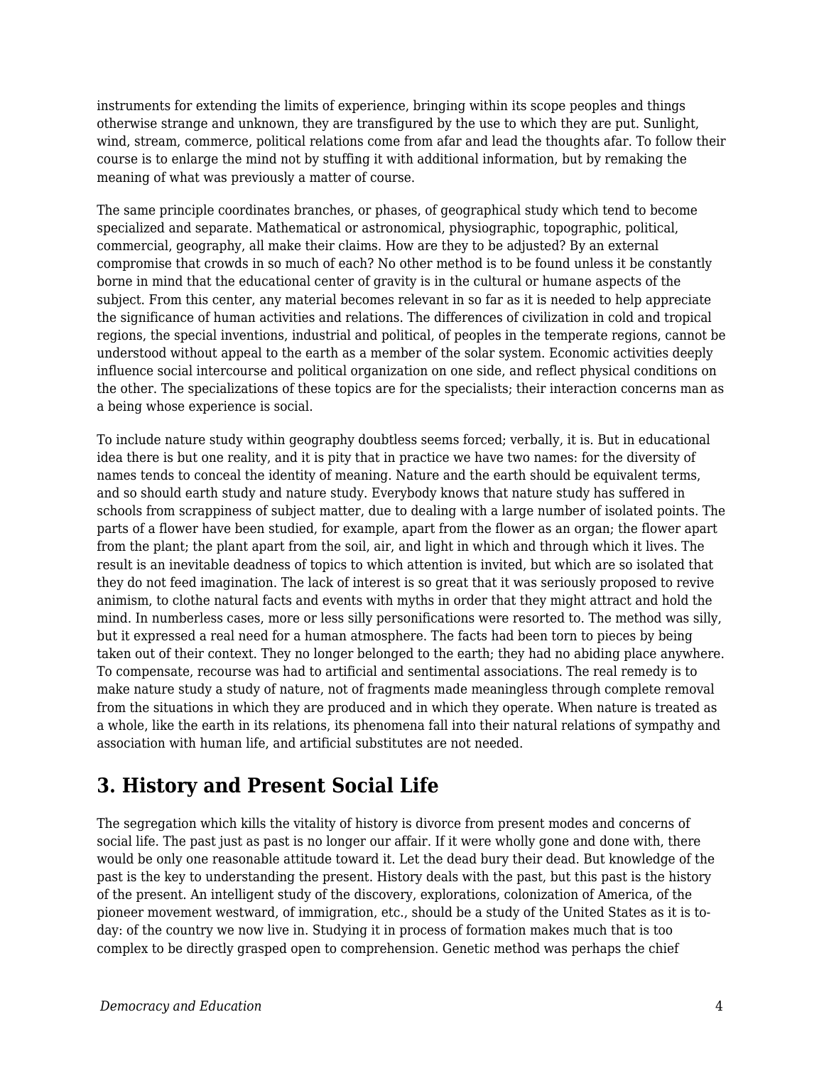instruments for extending the limits of experience, bringing within its scope peoples and things otherwise strange and unknown, they are transfigured by the use to which they are put. Sunlight, wind, stream, commerce, political relations come from afar and lead the thoughts afar. To follow their course is to enlarge the mind not by stuffing it with additional information, but by remaking the meaning of what was previously a matter of course.

The same principle coordinates branches, or phases, of geographical study which tend to become specialized and separate. Mathematical or astronomical, physiographic, topographic, political, commercial, geography, all make their claims. How are they to be adjusted? By an external compromise that crowds in so much of each? No other method is to be found unless it be constantly borne in mind that the educational center of gravity is in the cultural or humane aspects of the subject. From this center, any material becomes relevant in so far as it is needed to help appreciate the significance of human activities and relations. The differences of civilization in cold and tropical regions, the special inventions, industrial and political, of peoples in the temperate regions, cannot be understood without appeal to the earth as a member of the solar system. Economic activities deeply influence social intercourse and political organization on one side, and reflect physical conditions on the other. The specializations of these topics are for the specialists; their interaction concerns man as a being whose experience is social.

To include nature study within geography doubtless seems forced; verbally, it is. But in educational idea there is but one reality, and it is pity that in practice we have two names: for the diversity of names tends to conceal the identity of meaning. Nature and the earth should be equivalent terms, and so should earth study and nature study. Everybody knows that nature study has suffered in schools from scrappiness of subject matter, due to dealing with a large number of isolated points. The parts of a flower have been studied, for example, apart from the flower as an organ; the flower apart from the plant; the plant apart from the soil, air, and light in which and through which it lives. The result is an inevitable deadness of topics to which attention is invited, but which are so isolated that they do not feed imagination. The lack of interest is so great that it was seriously proposed to revive animism, to clothe natural facts and events with myths in order that they might attract and hold the mind. In numberless cases, more or less silly personifications were resorted to. The method was silly, but it expressed a real need for a human atmosphere. The facts had been torn to pieces by being taken out of their context. They no longer belonged to the earth; they had no abiding place anywhere. To compensate, recourse was had to artificial and sentimental associations. The real remedy is to make nature study a study of nature, not of fragments made meaningless through complete removal from the situations in which they are produced and in which they operate. When nature is treated as a whole, like the earth in its relations, its phenomena fall into their natural relations of sympathy and association with human life, and artificial substitutes are not needed.

## 3. History and Present Social Life

The segregation which kills the vitality of history is divorce from present modes and concerns of social life. The past just as past is no longer our affair. If it were wholly gone and done with, there would be only one reasonable attitude toward it. Let the dead bury their dead. But knowledge of the past is the key to understanding the present. History deals with the past, but this past is the history of the present. An intelligent study of the discovery, explorations, colonization of America, of the pioneer movement westward, of immigration, etc., should be a study of the United States as it is to-day: of the country we now live in. Studying it in process of formation makes much that is too complex to be directly grasped open to comprehension. Genetic method was perhaps the chief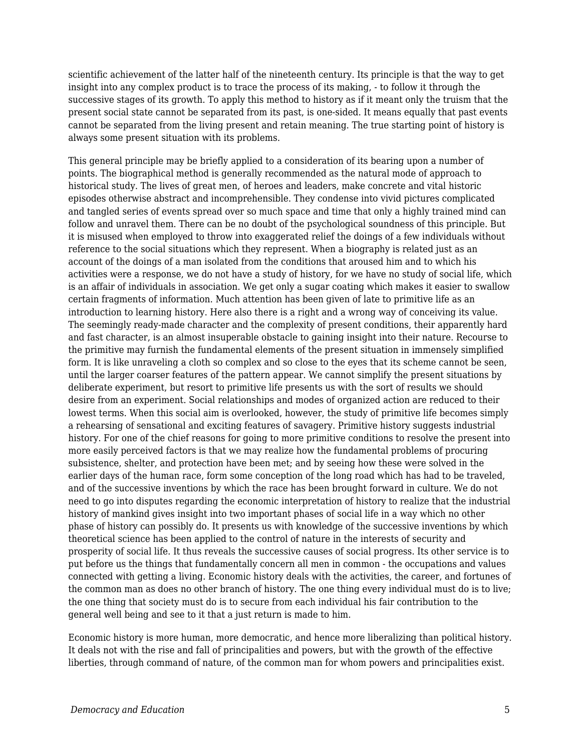scientific achievement of the latter half of the nineteenth century. Its principle is that the way to get insight into any complex product is to trace the process of its making, - to follow it through the successive stages of its growth. To apply this method to history as if it meant only the truism that the present social state cannot be separated from its past, is one-sided. It means equally that past events cannot be separated from the living present and retain meaning. The true starting point of history is always some present situation with its problems.

This general principle may be briefly applied to a consideration of its bearing upon a number of points. The biographical method is generally recommended as the natural mode of approach to historical study. The lives of great men, of heroes and leaders, make concrete and vital historic episodes otherwise abstract and incomprehensible. They condense into vivid pictures complicated and tangled series of events spread over so much space and time that only a highly trained mind can follow and unravel them. There can be no doubt of the psychological soundness of this principle. But it is misused when employed to throw into exaggerated relief the doings of a few individuals without reference to the social situations which they represent. When a biography is related just as an account of the doings of a man isolated from the conditions that aroused him and to which his activities were a response, we do not have a study of history, for we have no study of social life, which is an affair of individuals in association. We get only a sugar coating which makes it easier to swallow certain fragments of information. Much attention has been given of late to primitive life as an introduction to learning history. Here also there is a right and a wrong way of conceiving its value. The seemingly ready-made character and the complexity of present conditions, their apparently hard and fast character, is an almost insuperable obstacle to gaining insight into their nature. Recourse to the primitive may furnish the fundamental elements of the present situation in immensely simplified form. It is like unraveling a cloth so complex and so close to the eyes that its scheme cannot be seen, until the larger coarser features of the pattern appear. We cannot simplify the present situations by deliberate experiment, but resort to primitive life presents us with the sort of results we should desire from an experiment. Social relationships and modes of organized action are reduced to their lowest terms. When this social aim is overlooked, however, the study of primitive life becomes simply a rehearsing of sensational and exciting features of savagery. Primitive history suggests industrial history. For one of the chief reasons for going to more primitive conditions to resolve the present into more easily perceived factors is that we may realize how the fundamental problems of procuring subsistence, shelter, and protection have been met; and by seeing how these were solved in the earlier days of the human race, form some conception of the long road which has had to be traveled, and of the successive inventions by which the race has been brought forward in culture. We do not need to go into disputes regarding the economic interpretation of history to realize that the industrial history of mankind gives insight into two important phases of social life in a way which no other phase of history can possibly do. It presents us with knowledge of the successive inventions by which theoretical science has been applied to the control of nature in the interests of security and prosperity of social life. It thus reveals the successive causes of social progress. Its other service is to put before us the things that fundamentally concern all men in common - the occupations and values connected with getting a living. Economic history deals with the activities, the career, and fortunes of the common man as does no other branch of history. The one thing every individual must do is to live; the one thing that society must do is to secure from each individual his fair contribution to the general well being and see to it that a just return is made to him.

Economic history is more human, more democratic, and hence more liberalizing than political history. It deals not with the rise and fall of principalities and powers, but with the growth of the effective liberties, through command of nature, of the common man for whom powers and principalities exist.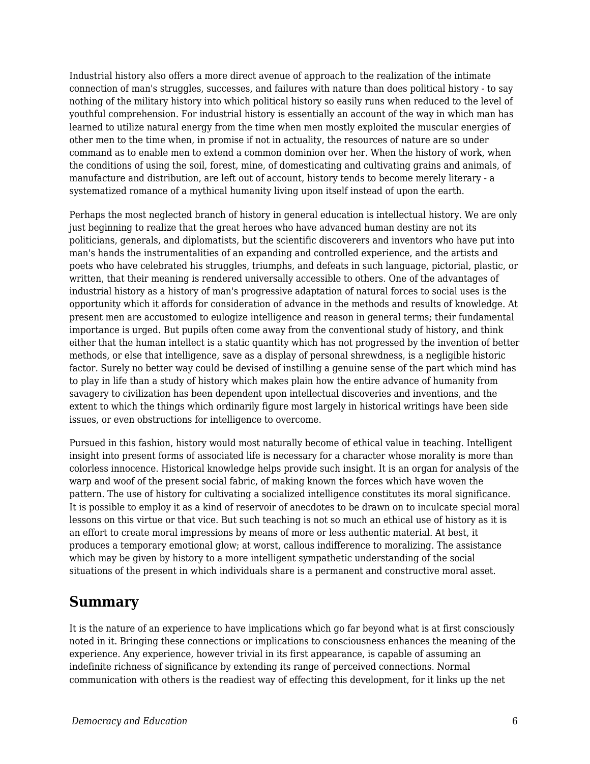Industrial history also offers a more direct avenue of approach to the realization of the intimate connection of man's struggles, successes, and failures with nature than does political history - to say nothing of the military history into which political history so easily runs when reduced to the level of youthful comprehension. For industrial history is essentially an account of the way in which man has learned to utilize natural energy from the time when men mostly exploited the muscular energies of other men to the time when, in promise if not in actuality, the resources of nature are so under command as to enable men to extend a common dominion over her. When the history of work, when the conditions of using the soil, forest, mine, of domesticating and cultivating grains and animals, of manufacture and distribution, are left out of account, history tends to become merely literary - a systematized romance of a mythical humanity living upon itself instead of upon the earth.

Perhaps the most neglected branch of history in general education is intellectual history. We are only just beginning to realize that the great heroes who have advanced human destiny are not its politicians, generals, and diplomatists, but the scientific discoverers and inventors who have put into man's hands the instrumentalities of an expanding and controlled experience, and the artists and poets who have celebrated his struggles, triumphs, and defeats in such language, pictorial, plastic, or written, that their meaning is rendered universally accessible to others. One of the advantages of industrial history as a history of man's progressive adaptation of natural forces to social uses is the opportunity which it affords for consideration of advance in the methods and results of knowledge. At present men are accustomed to eulogize intelligence and reason in general terms; their fundamental importance is urged. But pupils often come away from the conventional study of history, and think either that the human intellect is a static quantity which has not progressed by the invention of better methods, or else that intelligence, save as a display of personal shrewdness, is a negligible historic factor. Surely no better way could be devised of instilling a genuine sense of the part which mind has to play in life than a study of history which makes plain how the entire advance of humanity from savagery to civilization has been dependent upon intellectual discoveries and inventions, and the extent to which the things which ordinarily figure most largely in historical writings have been side issues, or even obstructions for intelligence to overcome.

Pursued in this fashion, history would most naturally become of ethical value in teaching. Intelligent insight into present forms of associated life is necessary for a character whose morality is more than colorless innocence. Historical knowledge helps provide such insight. It is an organ for analysis of the warp and woof of the present social fabric, of making known the forces which have woven the pattern. The use of history for cultivating a socialized intelligence constitutes its moral significance. It is possible to employ it as a kind of reservoir of anecdotes to be drawn on to inculcate special moral lessons on this virtue or that vice. But such teaching is not so much an ethical use of history as it is an effort to create moral impressions by means of more or less authentic material. At best, it produces a temporary emotional glow; at worst, callous indifference to moralizing. The assistance which may be given by history to a more intelligent sympathetic understanding of the social situations of the present in which individuals share is a permanent and constructive moral asset.

## Summary

It is the nature of an experience to have implications which go far beyond what is at first consciously noted in it. Bringing these connections or implications to consciousness enhances the meaning of the experience. Any experience, however trivial in its first appearance, is capable of assuming an indefinite richness of significance by extending its range of perceived connections. Normal communication with others is the readiest way of effecting this development, for it links up the net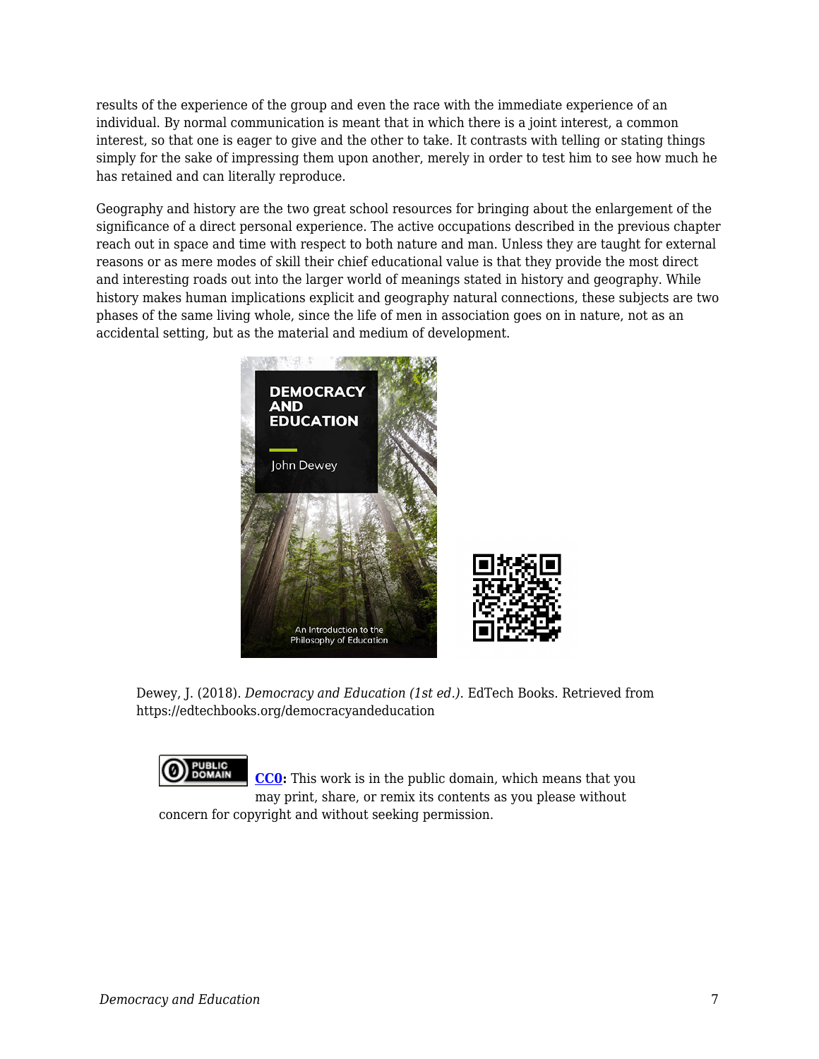results of the experience of the group and even the race with the immediate experience of an individual. By normal communication is meant that in which there is a joint interest, a common interest, so that one is eager to give and the other to take. It contrasts with telling or stating things simply for the sake of impressing them upon another, merely in order to test him to see how much he has retained and can literally reproduce.

Geography and history are the two great school resources for bringing about the enlargement of the significance of a direct personal experience. The active occupations described in the previous chapter reach out in space and time with respect to both nature and man. Unless they are taught for external reasons or as mere modes of skill their chief educational value is that they provide the most direct and interesting roads out into the larger world of meanings stated in history and geography. While history makes human implications explicit and geography natural connections, these subjects are two phases of the same living whole, since the life of men in association goes on in nature, not as an accidental setting, but as the material and medium of development.

Dewey, J. (2018). *Democracy and Education (1st ed.)*. EdTech Books. Retrieved from https://edtechbooks.org/democracyandeducation

**CC0:** This work is in the public domain, which means that you may print, share, or remix its contents as you please without concern for copyright and without seeking permission.